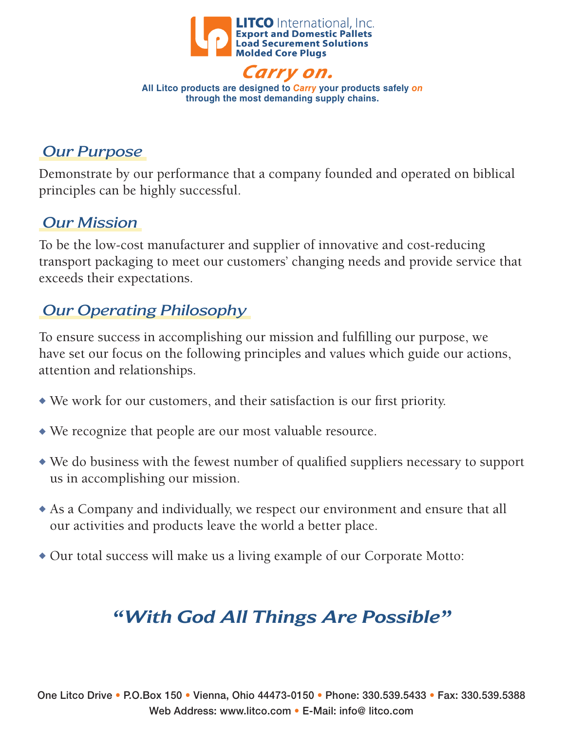**LITCO** International, Inc.
**Export and Domestic Pallets**
**Load Securement Solutions**
**Molded Core Plugs**

***Carry on.***

**All Litco products are designed to *Carry* your products safely *on* through the most demanding supply chains.**

## *Our Purpose*

Demonstrate by our performance that a company founded and operated on biblical principles can be highly successful.

## *Our Mission*

To be the low-cost manufacturer and supplier of innovative and cost-reducing transport packaging to meet our customers' changing needs and provide service that exceeds their expectations.

## *Our Operating Philosophy*

To ensure success in accomplishing our mission and fulfilling our purpose, we have set our focus on the following principles and values which guide our actions, attention and relationships.

- We work for our customers, and their satisfaction is our first priority.
- We recognize that people are our most valuable resource.
- We do business with the fewest number of qualified suppliers necessary to support us in accomplishing our mission.
- As a Company and individually, we respect our environment and ensure that all our activities and products leave the world a better place.
- Our total success will make us a living example of our Corporate Motto:

***"With God All Things Are Possible"***

One Litco Drive • P.O.Box 150 • Vienna, Ohio 44473-0150 • Phone: 330.539.5433 • Fax: 330.539.5388
Web Address: www.litco.com • E-Mail: info@ litco.com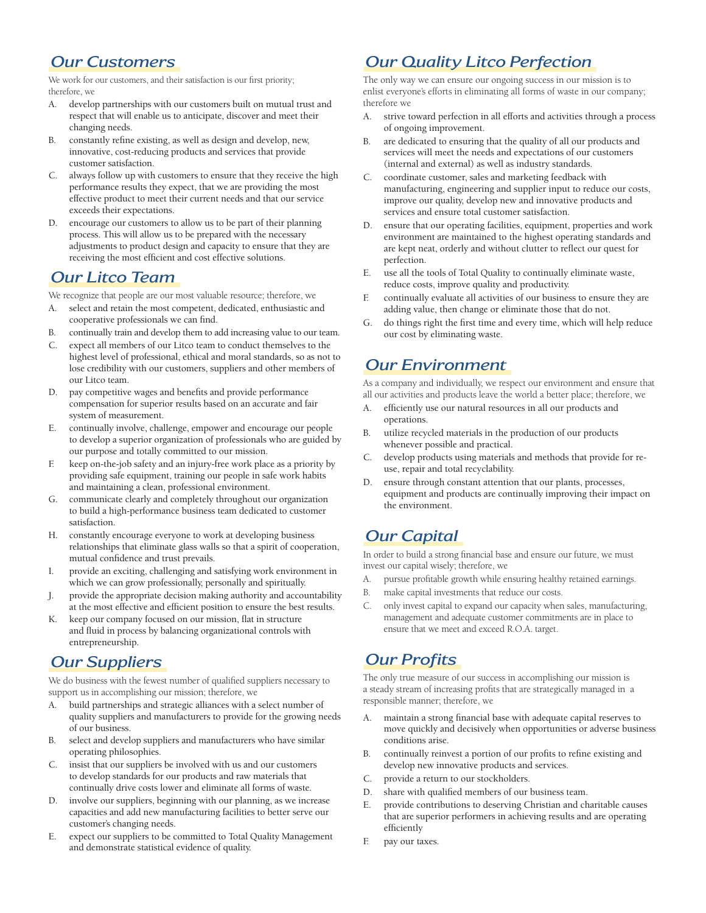## Our Customers

We work for our customers, and their satisfaction is our first priority; therefore, we

A. develop partnerships with our customers built on mutual trust and respect that will enable us to anticipate, discover and meet their changing needs.
B. constantly refine existing, as well as design and develop, new, innovative, cost-reducing products and services that provide customer satisfaction.
C. always follow up with customers to ensure that they receive the high performance results they expect, that we are providing the most effective product to meet their current needs and that our service exceeds their expectations.
D. encourage our customers to allow us to be part of their planning process. This will allow us to be prepared with the necessary adjustments to product design and capacity to ensure that they are receiving the most efficient and cost effective solutions.

## Our Litco Team

We recognize that people are our most valuable resource; therefore, we

A. select and retain the most competent, dedicated, enthusiastic and cooperative professionals we can find.
B. continually train and develop them to add increasing value to our team.
C. expect all members of our Litco team to conduct themselves to the highest level of professional, ethical and moral standards, so as not to lose credibility with our customers, suppliers and other members of our Litco team.
D. pay competitive wages and benefits and provide performance compensation for superior results based on an accurate and fair system of measurement.
E. continually involve, challenge, empower and encourage our people to develop a superior organization of professionals who are guided by our purpose and totally committed to our mission.
F. keep on-the-job safety and an injury-free work place as a priority by providing safe equipment, training our people in safe work habits and maintaining a clean, professional environment.
G. communicate clearly and completely throughout our organization to build a high-performance business team dedicated to customer satisfaction.
H. constantly encourage everyone to work at developing business relationships that eliminate glass walls so that a spirit of cooperation, mutual confidence and trust prevails.
I. provide an exciting, challenging and satisfying work environment in which we can grow professionally, personally and spiritually.
J. provide the appropriate decision making authority and accountability at the most effective and efficient position to ensure the best results.
K. keep our company focused on our mission, flat in structure and fluid in process by balancing organizational controls with entrepreneurship.

## Our Suppliers

We do business with the fewest number of qualified suppliers necessary to support us in accomplishing our mission; therefore, we

A. build partnerships and strategic alliances with a select number of quality suppliers and manufacturers to provide for the growing needs of our business.
B. select and develop suppliers and manufacturers who have similar operating philosophies.
C. insist that our suppliers be involved with us and our customers to develop standards for our products and raw materials that continually drive costs lower and eliminate all forms of waste.
D. involve our suppliers, beginning with our planning, as we increase capacities and add new manufacturing facilities to better serve our customer's changing needs.
E. expect our suppliers to be committed to Total Quality Management and demonstrate statistical evidence of quality.

## Our Quality Litco Perfection

The only way we can ensure our ongoing success in our mission is to enlist everyone's efforts in eliminating all forms of waste in our company; therefore we

A. strive toward perfection in all efforts and activities through a process of ongoing improvement.
B. are dedicated to ensuring that the quality of all our products and services will meet the needs and expectations of our customers (internal and external) as well as industry standards.
C. coordinate customer, sales and marketing feedback with manufacturing, engineering and supplier input to reduce our costs, improve our quality, develop new and innovative products and services and ensure total customer satisfaction.
D. ensure that our operating facilities, equipment, properties and work environment are maintained to the highest operating standards and are kept neat, orderly and without clutter to reflect our quest for perfection.
E. use all the tools of Total Quality to continually eliminate waste, reduce costs, improve quality and productivity.
F. continually evaluate all activities of our business to ensure they are adding value, then change or eliminate those that do not.
G. do things right the first time and every time, which will help reduce our cost by eliminating waste.

## Our Environment

As a company and individually, we respect our environment and ensure that all our activities and products leave the world a better place; therefore, we

A. efficiently use our natural resources in all our products and operations.
B. utilize recycled materials in the production of our products whenever possible and practical.
C. develop products using materials and methods that provide for re-use, repair and total recyclability.
D. ensure through constant attention that our plants, processes, equipment and products are continually improving their impact on the environment.

## Our Capital

In order to build a strong financial base and ensure our future, we must invest our capital wisely; therefore, we

A. pursue profitable growth while ensuring healthy retained earnings.
B. make capital investments that reduce our costs.
C. only invest capital to expand our capacity when sales, manufacturing, management and adequate customer commitments are in place to ensure that we meet and exceed R.O.A. target.

## Our Profits

The only true measure of our success in accomplishing our mission is a steady stream of increasing profits that are strategically managed in a responsible manner; therefore, we

A. maintain a strong financial base with adequate capital reserves to move quickly and decisively when opportunities or adverse business conditions arise.
B. continually reinvest a portion of our profits to refine existing and develop new innovative products and services.
C. provide a return to our stockholders.
D. share with qualified members of our business team.
E. provide contributions to deserving Christian and charitable causes that are superior performers in achieving results and are operating efficiently
F. pay our taxes.